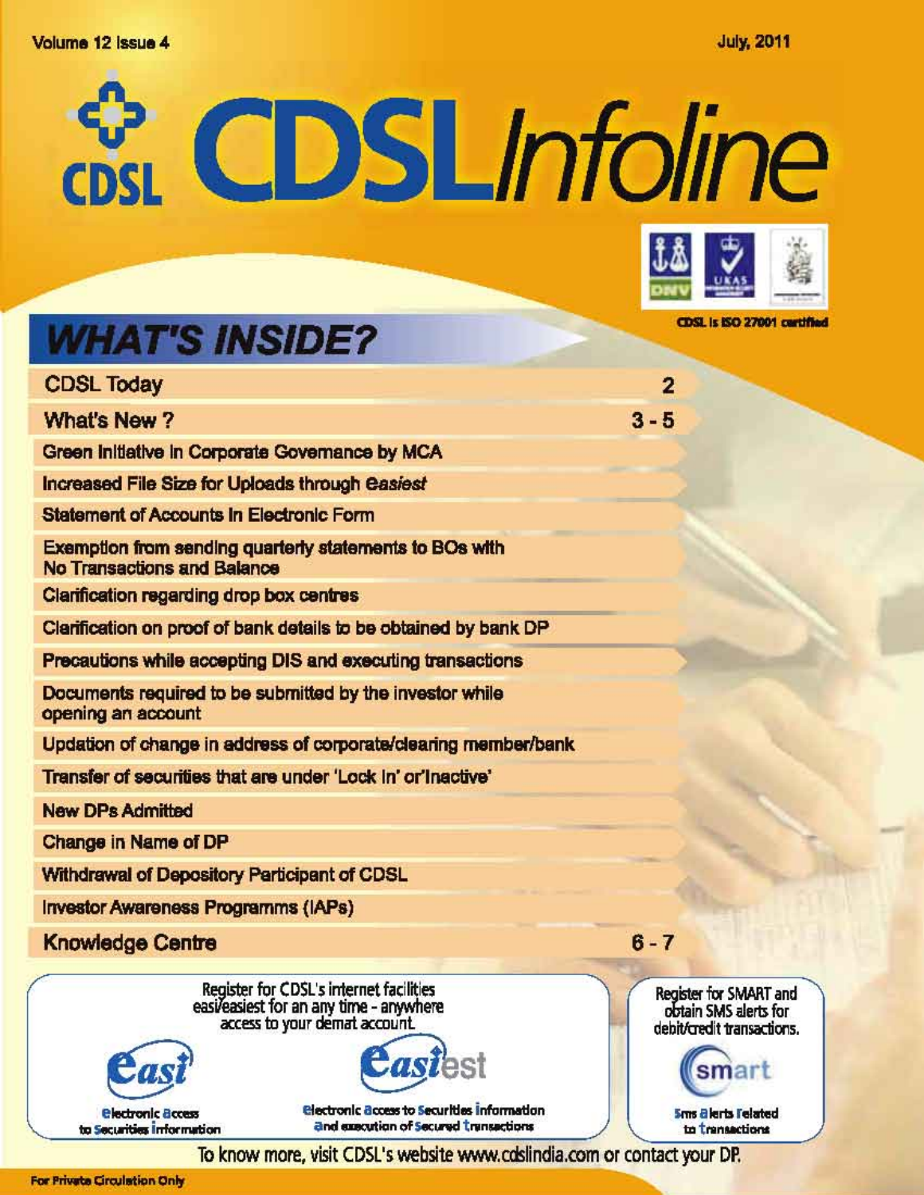Volume 12 Issue 4

July, 2011

# CDSL Infoline

CDSL is ISO 27001 certified

## WHAT'S INSIDE?

| | |
|---|---|
| **CDSL Today** | **2** |
| **What's New ?** | **3 - 5** |
| Green Initiative in Corporate Governance by MCA | |
| Increased File Size for Uploads through *easiest* | |
| Statement of Accounts in Electronic Form | |
| Exemption from sending quarterly statements to BOs with No Transactions and Balance | |
| Clarification regarding drop box centres | |
| Clarification on proof of bank details to be obtained by bank DP | |
| Precautions while accepting DIS and executing transactions | |
| Documents required to be submitted by the investor while opening an account | |
| Updation of change in address of corporate/clearing member/bank | |
| Transfer of securities that are under 'Lock In' or'Inactive' | |
| New DPs Admitted | |
| Change in Name of DP | |
| Withdrawal of Depository Participant of CDSL | |
| Investor Awareness Programms (IAPs) | |
| **Knowledge Centre** | **6 - 7** |

Register for CDSL's internet facilities easi/easiest for an any time - anywhere access to your demat account.

**easi** — electronic access to Securities information

**easiest** — electronic access to Securities information and execution of Secured transactions

Register for SMART and obtain SMS alerts for debit/credit transactions.

**smart** — Sms alerts related to transactions

To know more, visit CDSL's website www.cdslindia.com or contact your DP.

For Private Circulation Only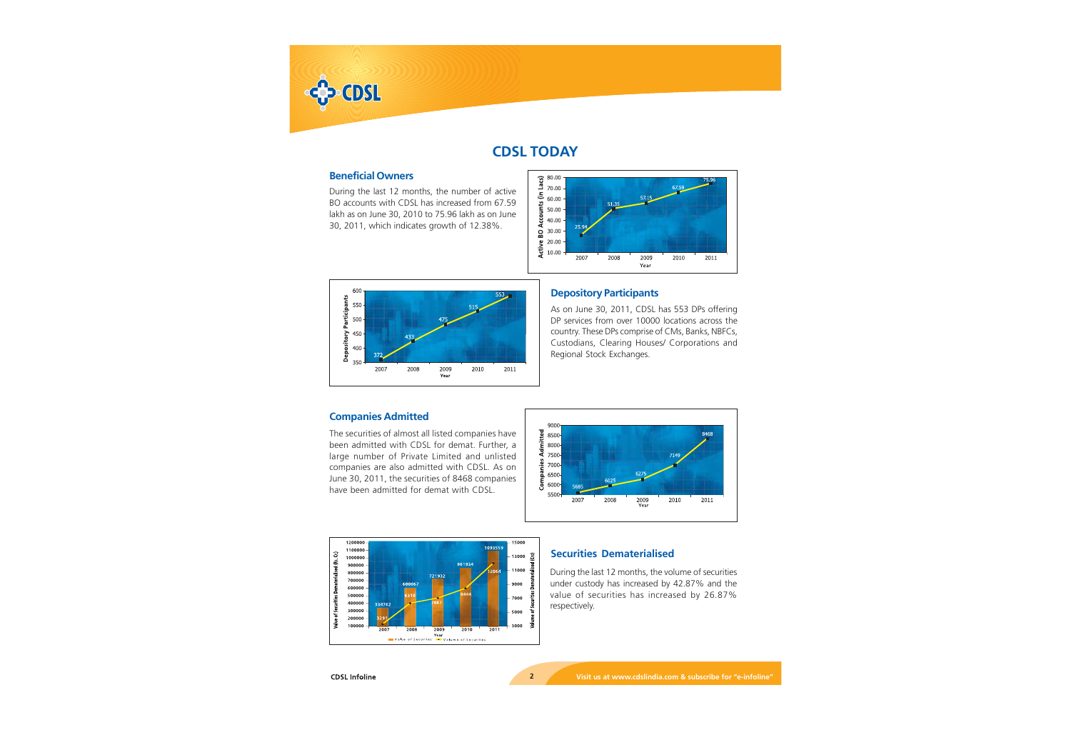# CDSL TODAY

## Beneficial Owners

During the last 12 months, the number of active BO accounts with CDSL has increased from 67.59 lakh as on June 30, 2010 to 75.96 lakh as on June 30, 2011, which indicates growth of 12.38%.

## Depository Participants

As on June 30, 2011, CDSL has 553 DPs offering DP services from over 10000 locations across the country. These DPs comprise of CMs, Banks, NBFCs, Custodians, Clearing Houses/ Corporations and Regional Stock Exchanges.

## Companies Admitted

The securities of almost all listed companies have been admitted with CDSL for demat. Further, a large number of Private Limited and unlisted companies are also admitted with CDSL. As on June 30, 2011, the securities of 8468 companies have been admitted for demat with CDSL.

## Securities Dematerialised

During the last 12 months, the volume of securities under custody has increased by 42.87% and the value of securities has increased by 26.87% respectively.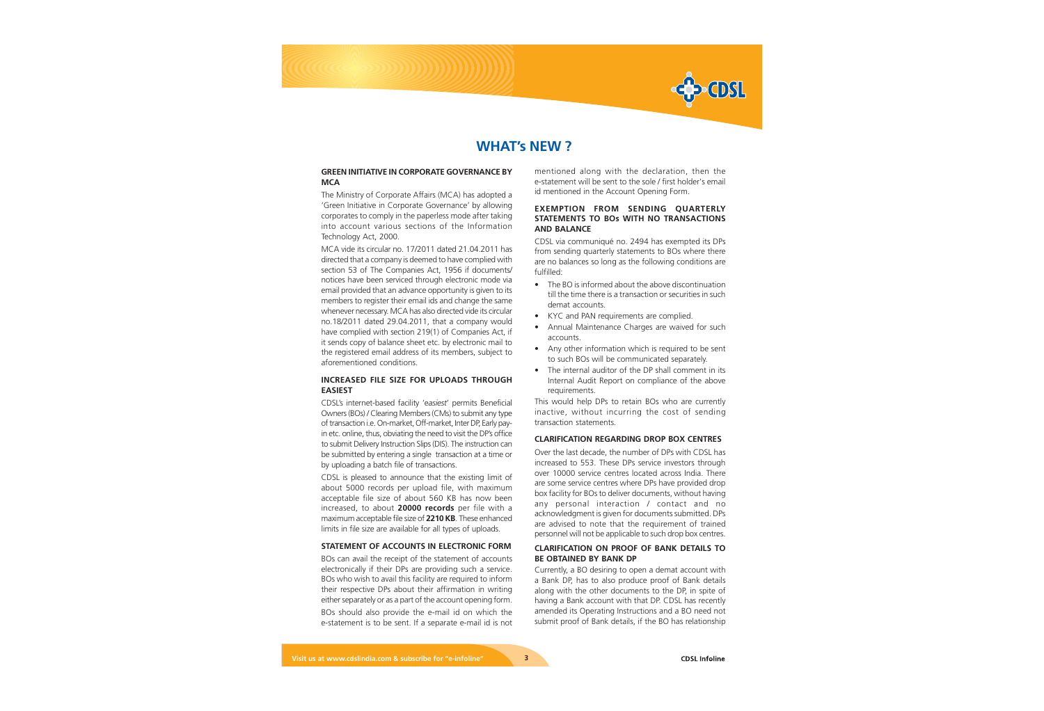# WHAT's NEW ?

## GREEN INITIATIVE IN CORPORATE GOVERNANCE BY MCA

The Ministry of Corporate Affairs (MCA) has adopted a 'Green Initiative in Corporate Governance' by allowing corporates to comply in the paperless mode after taking into account various sections of the Information Technology Act, 2000.

MCA vide its circular no. 17/2011 dated 21.04.2011 has directed that a company is deemed to have complied with section 53 of The Companies Act, 1956 if documents/ notices have been serviced through electronic mode via email provided that an advance opportunity is given to its members to register their email ids and change the same whenever necessary. MCA has also directed vide its circular no.18/2011 dated 29.04.2011, that a company would have complied with section 219(1) of Companies Act, if it sends copy of balance sheet etc. by electronic mail to the registered email address of its members, subject to aforementioned conditions.

## INCREASED FILE SIZE FOR UPLOADS THROUGH EASIEST

CDSL's internet-based facility '*easiest*' permits Beneficial Owners (BOs) / Clearing Members (CMs) to submit any type of transaction i.e. On-market, Off-market, Inter DP, Early pay-in etc. online, thus, obviating the need to visit the DP's office to submit Delivery Instruction Slips (DIS). The instruction can be submitted by entering a single transaction at a time or by uploading a batch file of transactions.

CDSL is pleased to announce that the existing limit of about 5000 records per upload file, with maximum acceptable file size of about 560 KB has now been increased, to about **20000 records** per file with a maximum acceptable file size of **2210 KB**. These enhanced limits in file size are available for all types of uploads.

## STATEMENT OF ACCOUNTS IN ELECTRONIC FORM

BOs can avail the receipt of the statement of accounts electronically if their DPs are providing such a service. BOs who wish to avail this facility are required to inform their respective DPs about their affirmation in writing either separately or as a part of the account opening form.

BOs should also provide the e-mail id on which the e-statement is to be sent. If a separate e-mail id is not mentioned along with the declaration, then the e-statement will be sent to the sole / first holder's email id mentioned in the Account Opening Form.

## EXEMPTION FROM SENDING QUARTERLY STATEMENTS TO BOs WITH NO TRANSACTIONS AND BALANCE

CDSL via communiqué no. 2494 has exempted its DPs from sending quarterly statements to BOs where there are no balances so long as the following conditions are fulfilled:

- The BO is informed about the above discontinuation till the time there is a transaction or securities in such demat accounts.
- KYC and PAN requirements are complied.
- Annual Maintenance Charges are waived for such accounts.
- Any other information which is required to be sent to such BOs will be communicated separately.
- The internal auditor of the DP shall comment in its Internal Audit Report on compliance of the above requirements.

This would help DPs to retain BOs who are currently inactive, without incurring the cost of sending transaction statements.

## CLARIFICATION REGARDING DROP BOX CENTRES

Over the last decade, the number of DPs with CDSL has increased to 553. These DPs service investors through over 10000 service centres located across India. There are some service centres where DPs have provided drop box facility for BOs to deliver documents, without having any personal interaction / contact and no acknowledgment is given for documents submitted. DPs are advised to note that the requirement of trained personnel will not be applicable to such drop box centres.

## CLARIFICATION ON PROOF OF BANK DETAILS TO BE OBTAINED BY BANK DP

Currently, a BO desiring to open a demat account with a Bank DP, has to also produce proof of Bank details along with the other documents to the DP, in spite of having a Bank account with that DP. CDSL has recently amended its Operating Instructions and a BO need not submit proof of Bank details, if the BO has relationship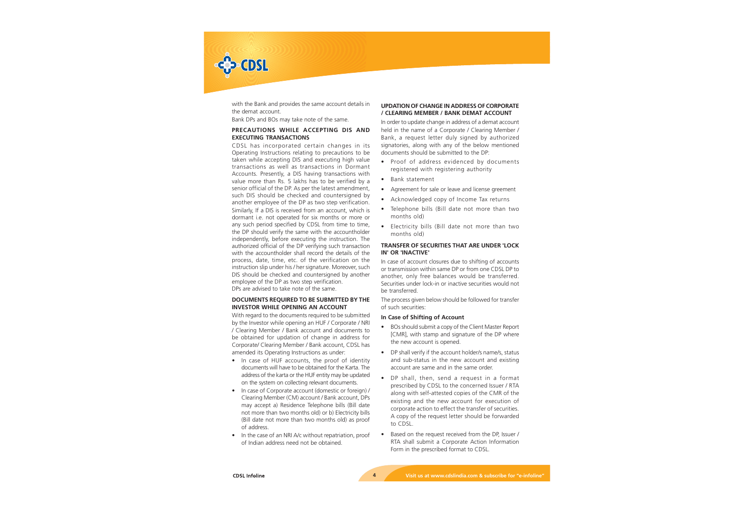with the Bank and provides the same account details in the demat account.

Bank DPs and BOs may take note of the same.

### PRECAUTIONS WHILE ACCEPTING DIS AND EXECUTING TRANSACTIONS

CDSL has incorporated certain changes in its Operating Instructions relating to precautions to be taken while accepting DIS and executing high value transactions as well as transactions in Dormant Accounts. Presently, a DIS having transactions with value more than Rs. 5 lakhs has to be verified by a senior official of the DP. As per the latest amendment, such DIS should be checked and countersigned by another employee of the DP as two step verification. Similarly, If a DIS is received from an account, which is dormant i.e. not operated for six months or more or any such period specified by CDSL from time to time, the DP should verify the same with the accountholder independently, before executing the instruction. The authorized official of the DP verifying such transaction with the accountholder shall record the details of the process, date, time, etc. of the verification on the instruction slip under his / her signature. Moreover, such DIS should be checked and countersigned by another employee of the DP as two step verification.

DPs are advised to take note of the same.

### DOCUMENTS REQUIRED TO BE SUBMITTED BY THE INVESTOR WHILE OPENING AN ACCOUNT

With regard to the documents required to be submitted by the Investor while opening an HUF / Corporate / NRI / Clearing Member / Bank account and documents to be obtained for updation of change in address for Corporate/ Clearing Member / Bank account, CDSL has amended its Operating Instructions as under:

- In case of HUF accounts, the proof of identity documents will have to be obtained for the Karta. The address of the karta or the HUF entity may be updated on the system on collecting relevant documents.
- In case of Corporate account (domestic or foreign) / Clearing Member (CM) account / Bank account, DPs may accept a) Residence Telephone bills (Bill date not more than two months old) or b) Electricity bills (Bill date not more than two months old) as proof of address.
- In the case of an NRI A/c without repatriation, proof of Indian address need not be obtained.

### UPDATION OF CHANGE IN ADDRESS OF CORPORATE / CLEARING MEMBER / BANK DEMAT ACCOUNT

In order to update change in address of a demat account held in the name of a Corporate / Clearing Member / Bank, a request letter duly signed by authorized signatories, along with any of the below mentioned documents should be submitted to the DP:

- Proof of address evidenced by documents registered with registering authority
- Bank statement
- Agreement for sale or leave and license greement
- Acknowledged copy of Income Tax returns
- Telephone bills (Bill date not more than two months old)
- Electricity bills (Bill date not more than two months old)

### TRANSFER OF SECURITIES THAT ARE UNDER 'LOCK IN' OR 'INACTIVE'

In case of account closures due to shifting of accounts or transmission within same DP or from one CDSL DP to another, only free balances would be transferred. Securities under lock-in or inactive securities would not be transferred.

The process given below should be followed for transfer of such securities:

**In Case of Shifting of Account**

- BOs should submit a copy of the Client Master Report [CMR], with stamp and signature of the DP where the new account is opened.
- DP shall verify if the account holder/s name/s, status and sub-status in the new account and existing account are same and in the same order.
- DP shall, then, send a request in a format prescribed by CDSL to the concerned Issuer / RTA along with self-attested copies of the CMR of the existing and the new account for execution of corporate action to effect the transfer of securities. A copy of the request letter should be forwarded to CDSL.
- Based on the request received from the DP, Issuer / RTA shall submit a Corporate Action Information Form in the prescribed format to CDSL.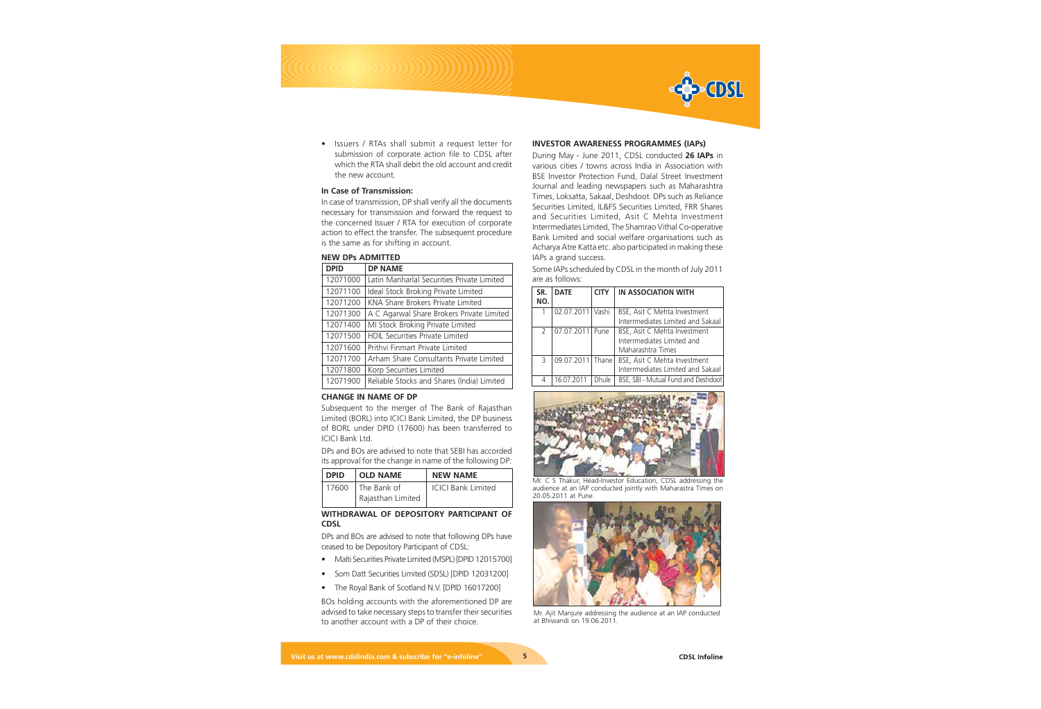- Issuers / RTAs shall submit a request letter for submission of corporate action file to CDSL after which the RTA shall debit the old account and credit the new account.

**In Case of Transmission:**

In case of transmission, DP shall verify all the documents necessary for transmission and forward the request to the concerned Issuer / RTA for execution of corporate action to effect the transfer. The subsequent procedure is the same as for shifting in account.

### NEW DPs ADMITTED

| DPID | DP NAME |
|---|---|
| 12071000 | Latin Manharlal Securities Private Limited |
| 12071100 | Ideal Stock Broking Private Limited |
| 12071200 | KNA Share Brokers Private Limited |
| 12071300 | A C Agarwal Share Brokers Private Limited |
| 12071400 | MI Stock Broking Private Limited |
| 12071500 | HDIL Securities Private Limited |
| 12071600 | Prithvi Finmart Private Limited |
| 12071700 | Arham Share Consultants Private Limited |
| 12071800 | Korp Securities Limited |
| 12071900 | Reliable Stocks and Shares (India) Limited |

### CHANGE IN NAME OF DP

Subsequent to the merger of The Bank of Rajasthan Limited (BORL) into ICICI Bank Limited, the DP business of BORL under DPID (17600) has been transferred to ICICI Bank Ltd.

DPs and BOs are advised to note that SEBI has accorded its approval for the change in name of the following DP:

| DPID | OLD NAME | NEW NAME |
|---|---|---|
| 17600 | The Bank of Rajasthan Limited | ICICI Bank Limited |

### WITHDRAWAL OF DEPOSITORY PARTICIPANT OF CDSL

DPs and BOs are advised to note that following DPs have ceased to be Depository Participant of CDSL:

- Malti Securities Private Limited (MSPL) [DPID 12015700]
- Som Datt Securities Limited (SDSL) [DPID 12031200]
- The Royal Bank of Scotland N.V. [DPID 16017200]

BOs holding accounts with the aforementioned DP are advised to take necessary steps to transfer their securities to another account with a DP of their choice.

### INVESTOR AWARENESS PROGRAMMES (IAPs)

During May - June 2011, CDSL conducted **26 IAPs** in various cities / towns across India in Association with BSE Investor Protection Fund, Dalal Street Investment Journal and leading newspapers such as Maharashtra Times, Loksatta, Sakaal, Deshdoot. DPs such as Reliance Securities Limited, IL&FS Securities Limited, FRR Shares and Securities Limited, Asit C Mehta Investment Interrmediates Limited, The Shamrao Vithal Co-operative Bank Limited and social welfare organisations such as Acharya Atre Katta etc. also participated in making these IAPs a grand success.

Some IAPs scheduled by CDSL in the month of July 2011 are as follows:

| SR. NO. | DATE | CITY | IN ASSOCIATION WITH |
|---|---|---|---|
| 1 | 02.07.2011 | Vashi | BSE, Asit C Mehta Investment Interrmediates Limited and Sakaal |
| 2 | 07.07.2011 | Pune | BSE, Asit C Mehta Investment Interrmediates Limited and Maharashtra Times |
| 3 | 09.07.2011 | Thane | BSE, Asit C Mehta Investment Interrmediates Limited and Sakaal |
| 4 | 16.07.2011 | Dhule | BSE, SBI - Mutual Fund and Deshdoot |

Mr. C S Thakur, Head-Investor Education, CDSL addressing the audience at an IAP conducted jointly with Maharastra Times on 20.05.2011 at Pune.

Mr. Ajit Manjure addressing the audience at an IAP conducted at Bhiwandi on 19.06.2011.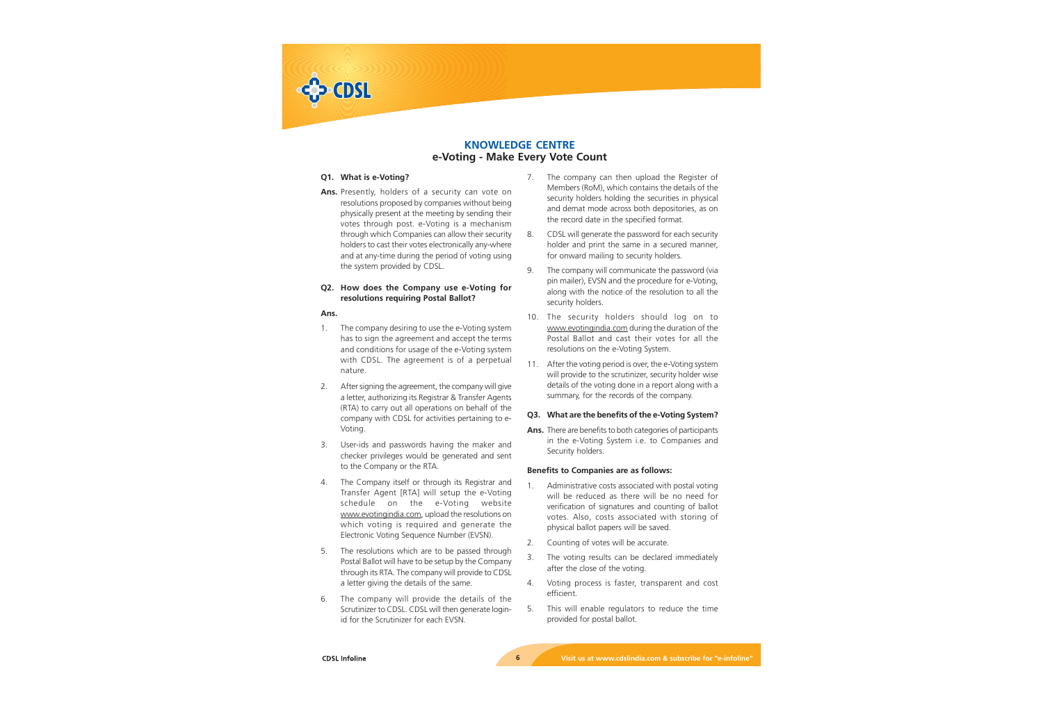## KNOWLEDGE CENTRE

## e-Voting - Make Every Vote Count

**Q1. What is e-Voting?**

**Ans.** Presently, holders of a security can vote on resolutions proposed by companies without being physically present at the meeting by sending their votes through post. e-Voting is a mechanism through which Companies can allow their security holders to cast their votes electronically any-where and at any-time during the period of voting using the system provided by CDSL.

**Q2. How does the Company use e-Voting for resolutions requiring Postal Ballot?**

**Ans.**

1. The company desiring to use the e-Voting system has to sign the agreement and accept the terms and conditions for usage of the e-Voting system with CDSL. The agreement is of a perpetual nature.
2. After signing the agreement, the company will give a letter, authorizing its Registrar & Transfer Agents (RTA) to carry out all operations on behalf of the company with CDSL for activities pertaining to e-Voting.
3. User-ids and passwords having the maker and checker privileges would be generated and sent to the Company or the RTA.
4. The Company itself or through its Registrar and Transfer Agent [RTA] will setup the e-Voting schedule on the e-Voting website www.evotingindia.com, upload the resolutions on which voting is required and generate the Electronic Voting Sequence Number (EVSN).
5. The resolutions which are to be passed through Postal Ballot will have to be setup by the Company through its RTA. The company will provide to CDSL a letter giving the details of the same.
6. The company will provide the details of the Scrutinizer to CDSL. CDSL will then generate login-id for the Scrutinizer for each EVSN.
7. The company can then upload the Register of Members (RoM), which contains the details of the security holders holding the securities in physical and demat mode across both depositories, as on the record date in the specified format.
8. CDSL will generate the password for each security holder and print the same in a secured manner, for onward mailing to security holders.
9. The company will communicate the password (via pin mailer), EVSN and the procedure for e-Voting, along with the notice of the resolution to all the security holders.
10. The security holders should log on to www.evotingindia.com during the duration of the Postal Ballot and cast their votes for all the resolutions on the e-Voting System.
11. After the voting period is over, the e-Voting system will provide to the scrutinizer, security holder wise details of the voting done in a report along with a summary, for the records of the company.

**Q3. What are the benefits of the e-Voting System?**

**Ans.** There are benefits to both categories of participants in the e-Voting System i.e. to Companies and Security holders.

**Benefits to Companies are as follows:**

1. Administrative costs associated with postal voting will be reduced as there will be no need for verification of signatures and counting of ballot votes. Also, costs associated with storing of physical ballot papers will be saved.
2. Counting of votes will be accurate.
3. The voting results can be declared immediately after the close of the voting.
4. Voting process is faster, transparent and cost efficient.
5. This will enable regulators to reduce the time provided for postal ballot.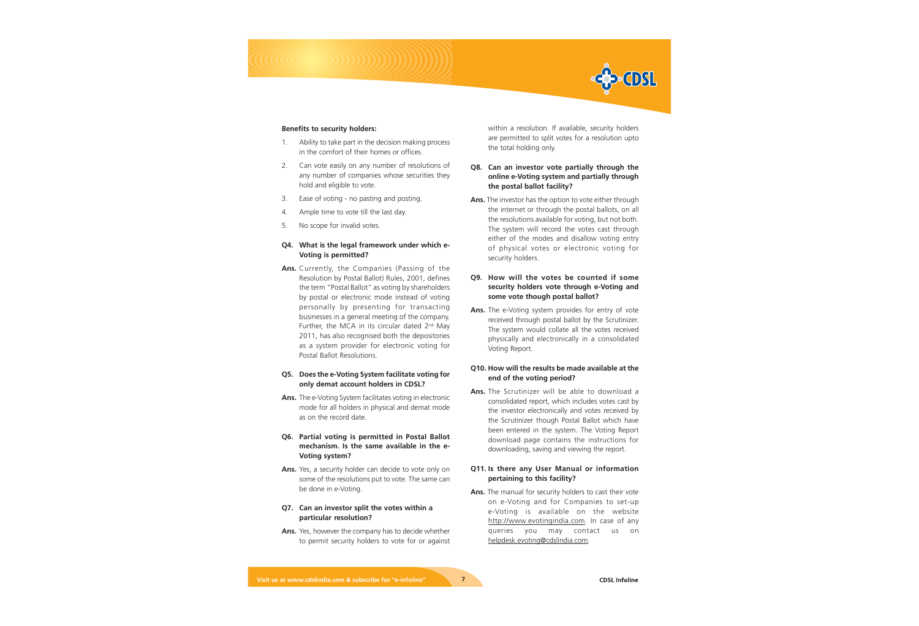**Benefits to security holders:**

1. Ability to take part in the decision making process in the comfort of their homes or offices.
2. Can vote easily on any number of resolutions of any number of companies whose securities they hold and eligible to vote.
3. Ease of voting - no pasting and posting.
4. Ample time to vote till the last day.
5. No scope for invalid votes.

**Q4. What is the legal framework under which e-Voting is permitted?**

**Ans.** Currently, the Companies (Passing of the Resolution by Postal Ballot) Rules, 2001, defines the term "Postal Ballot" as voting by shareholders by postal or electronic mode instead of voting personally by presenting for transacting businesses in a general meeting of the company. Further, the MCA in its circular dated 2nd May 2011, has also recognised both the depositories as a system provider for electronic voting for Postal Ballot Resolutions.

**Q5. Does the e-Voting System facilitate voting for only demat account holders in CDSL?**

**Ans.** The e-Voting System facilitates voting in electronic mode for all holders in physical and demat mode as on the record date.

**Q6. Partial voting is permitted in Postal Ballot mechanism. Is the same available in the e-Voting system?**

**Ans.** Yes, a security holder can decide to vote only on some of the resolutions put to vote. The same can be done in e-Voting.

**Q7. Can an investor split the votes within a particular resolution?**

**Ans.** Yes, however the company has to decide whether to permit security holders to vote for or against within a resolution. If available, security holders are permitted to split votes for a resolution upto the total holding only.

**Q8. Can an investor vote partially through the online e-Voting system and partially through the postal ballot facility?**

**Ans.** The investor has the option to vote either through the internet or through the postal ballots, on all the resolutions available for voting, but not both. The system will record the votes cast through either of the modes and disallow voting entry of physical votes or electronic voting for security holders.

**Q9. How will the votes be counted if some security holders vote through e-Voting and some vote though postal ballot?**

**Ans.** The e-Voting system provides for entry of vote received through postal ballot by the Scrutinizer. The system would collate all the votes received physically and electronically in a consolidated Voting Report.

**Q10. How will the results be made available at the end of the voting period?**

**Ans.** The Scrutinizer will be able to download a consolidated report, which includes votes cast by the investor electronically and votes received by the Scrutinizer though Postal Ballot which have been entered in the system. The Voting Report download page contains the instructions for downloading, saving and viewing the report.

**Q11. Is there any User Manual or information pertaining to this facility?**

**Ans.** The manual for security holders to cast their vote on e-Voting and for Companies to set-up e-Voting is available on the website http://www.evotingindia.com. In case of any queries you may contact us on helpdesk.evoting@cdslindia.com.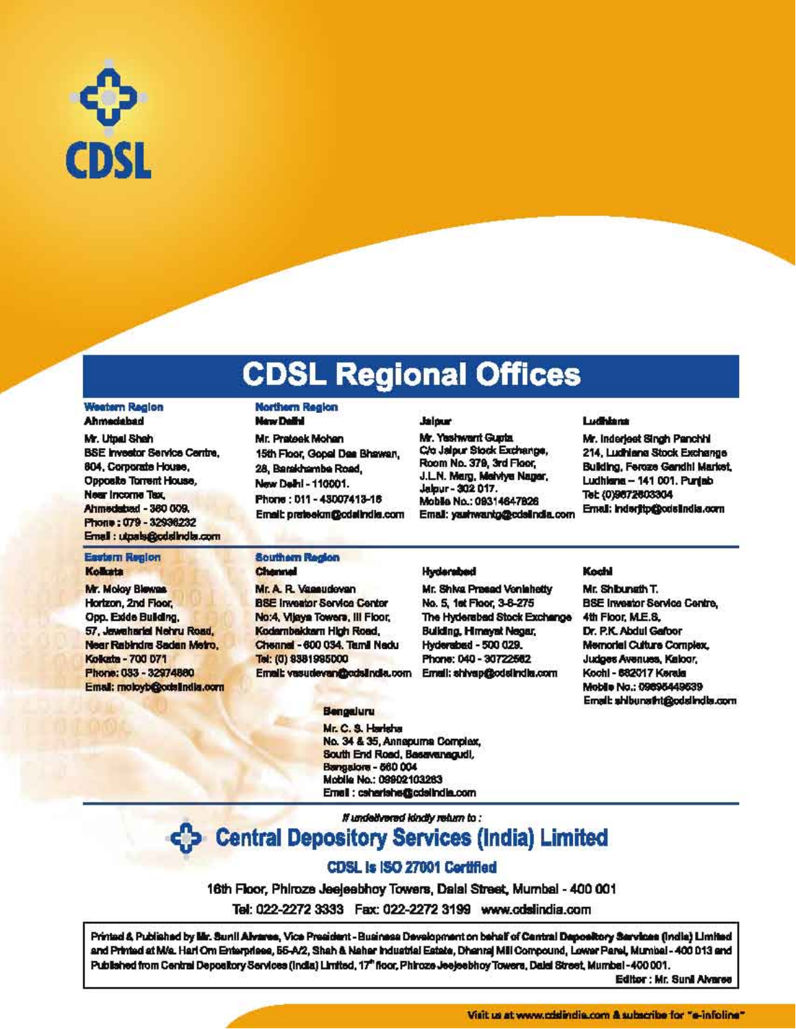CDSL

# CDSL Regional Offices

## Western Region

**Ahmedabad**

Mr. Utpal Shah
BSE Investor Service Centre,
804, Corporate House,
Opposite Torrent House,
Near Income Tax,
Ahmedabad - 380 009.
Phone : 079 - 32936232
Email : utpals@cdslindia.com

## Northern Region

**New Delhi**

Mr. Prateek Mohan
15th Floor, Gopal Das Bhawan,
28, Barakhamba Road,
New Delhi - 110001.
Phone : 011 - 43007413-16
Email: prateekm@cdslindia.com

**Jaipur**

Mr. Yashwant Gupta
C/o Jaipur Stock Exchange,
Room No. 379, 3rd Floor,
J.L.N. Marg, Malviya Nagar,
Jaipur - 302 017.
Mobile No.: 09314647926
Email: yashwantg@cdslindia.com

**Ludhiana**

Mr. Inderjeet Singh Panchhi
214, Ludhiana Stock Exchange
Building, Feroze Gandhi Market,
Ludhiana – 141 001. Punjab
Tel: (0)9872603304
Email: inderjitp@cdslindia.com

## Eastern Region

**Kolkata**

Mr. Moloy Biswas
Horizon, 2nd Floor,
Opp. Exide Building,
57, Jawaharlal Nehru Road,
Near Rabindra Sadan Metro,
Kolkata - 700 071
Phone: 033 - 32974880
Email: moloyb@cdslindia.com

## Southern Region

**Chennai**

Mr. A. R. Vasudevan
BSE Investor Service Center
No:4, Vijaya Towers, III Floor,
Kodambakkam High Road,
Chennai - 600 034. Tamil Nadu
Tel: (0) 9381995000
Email: vasudevan@cdslindia.com

**Hyderabad**

Mr. Shiva Prasad Venishetty
No. 5, 1st Floor, 3-6-275
The Hyderabad Stock Exchange
Building, Himayat Nagar,
Hyderabad - 500 029.
Phone: 040 - 30722562
Email: shivap@cdslindia.com

**Kochi**

Mr. Shibunath T.
BSE Investor Service Centre,
4th Floor, M.E.S.
Dr. P.K. Abdul Gafoor
Memorial Culture Complex,
Judges Avenues, Kaloor,
Kochi - 682017 Kerala
Mobile No.: 09895449639
Email: shibunatht@cdslindia.com

**Bengaluru**

Mr. C. S. Harisha
No. 34 & 35, Annapurna Complex,
South End Road, Basavanagudi,
Bangalore - 560 004
Mobile No.: 09902103263
Email : csharisha@cdslindia.com

*If undelivered kindly return to :*

**Central Depository Services (India) Limited**

**CDSL is ISO 27001 Certified**

16th Floor, Phiroze Jeejeebhoy Towers, Dalal Street, Mumbai - 400 001

Tel: 022-2272 3333 Fax: 022-2272 3199 www.cdslindia.com

Printed & Published by Mr. Sunil Alvares, Vice President - Business Development on behalf of Central Depository Services (India) Limited and Printed at M/s. Hari Om Enterprises, 55-A/2, Shah & Nahar Industrial Estate, Dhanraj Mill Compound, Lower Parel, Mumbai - 400 013 and Published from Central Depository Services (India) Limited, 17th floor, Phiroze Jeejeebhoy Towers, Dalal Street, Mumbai - 400 001.

Editor : Mr. Sunil Alvares

Visit us at www.cdslindia.com & subscribe for "e-infoline"